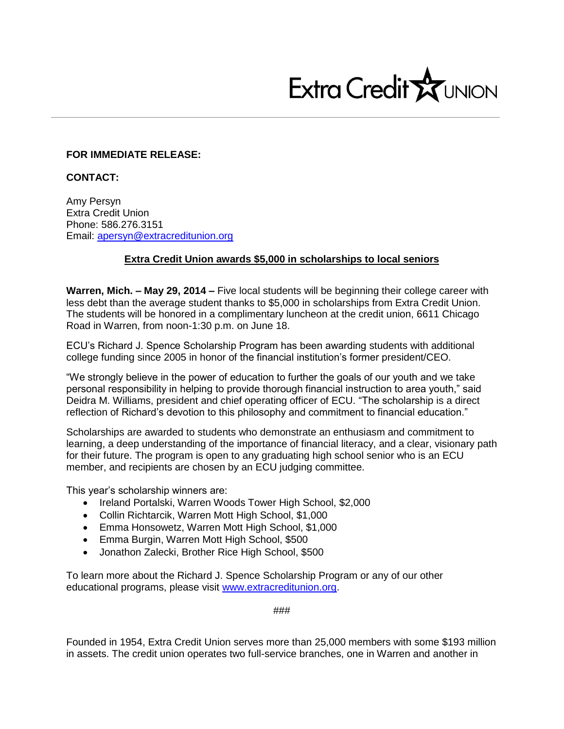Extra Credit UNION

**FOR IMMEDIATE RELEASE:**

**CONTACT:**

Amy Persyn
Extra Credit Union
Phone: 586.276.3151
Email: apersyn@extracreditunion.org

**Extra Credit Union awards $5,000 in scholarships to local seniors**

**Warren, Mich. – May 29, 2014 –** Five local students will be beginning their college career with less debt than the average student thanks to $5,000 in scholarships from Extra Credit Union. The students will be honored in a complimentary luncheon at the credit union, 6611 Chicago Road in Warren, from noon-1:30 p.m. on June 18.

ECU's Richard J. Spence Scholarship Program has been awarding students with additional college funding since 2005 in honor of the financial institution's former president/CEO.

"We strongly believe in the power of education to further the goals of our youth and we take personal responsibility in helping to provide thorough financial instruction to area youth," said Deidra M. Williams, president and chief operating officer of ECU. "The scholarship is a direct reflection of Richard's devotion to this philosophy and commitment to financial education."

Scholarships are awarded to students who demonstrate an enthusiasm and commitment to learning, a deep understanding of the importance of financial literacy, and a clear, visionary path for their future. The program is open to any graduating high school senior who is an ECU member, and recipients are chosen by an ECU judging committee.

This year's scholarship winners are:

- Ireland Portalski, Warren Woods Tower High School, $2,000
- Collin Richtarcik, Warren Mott High School, $1,000
- Emma Honsowetz, Warren Mott High School, $1,000
- Emma Burgin, Warren Mott High School, $500
- Jonathon Zalecki, Brother Rice High School, $500

To learn more about the Richard J. Spence Scholarship Program or any of our other educational programs, please visit www.extracreditunion.org.

###

Founded in 1954, Extra Credit Union serves more than 25,000 members with some $193 million in assets. The credit union operates two full-service branches, one in Warren and another in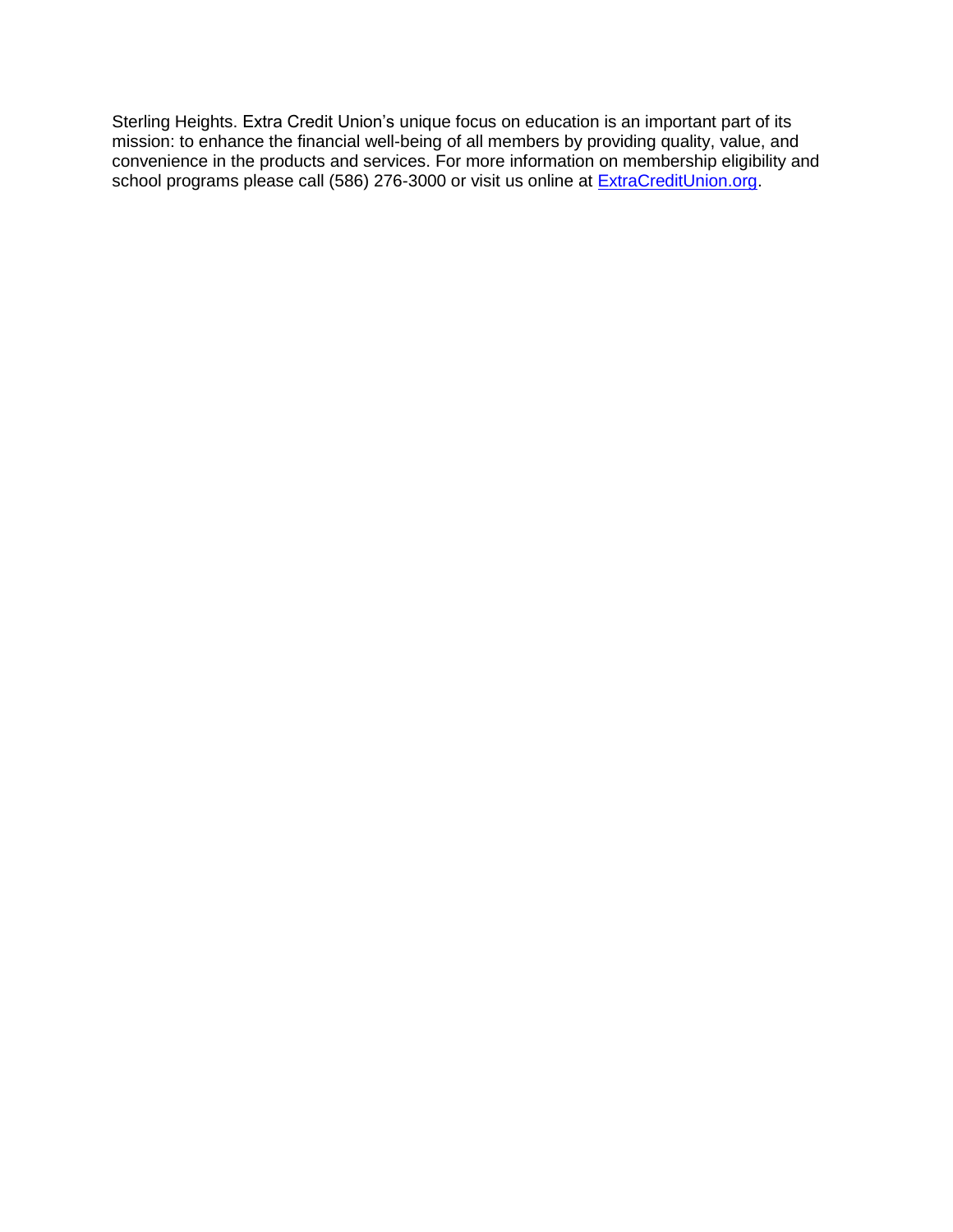Sterling Heights. Extra Credit Union's unique focus on education is an important part of its mission: to enhance the financial well-being of all members by providing quality, value, and convenience in the products and services. For more information on membership eligibility and school programs please call (586) 276-3000 or visit us online at [ExtraCreditUnion.org](http://ExtraCreditUnion.org).